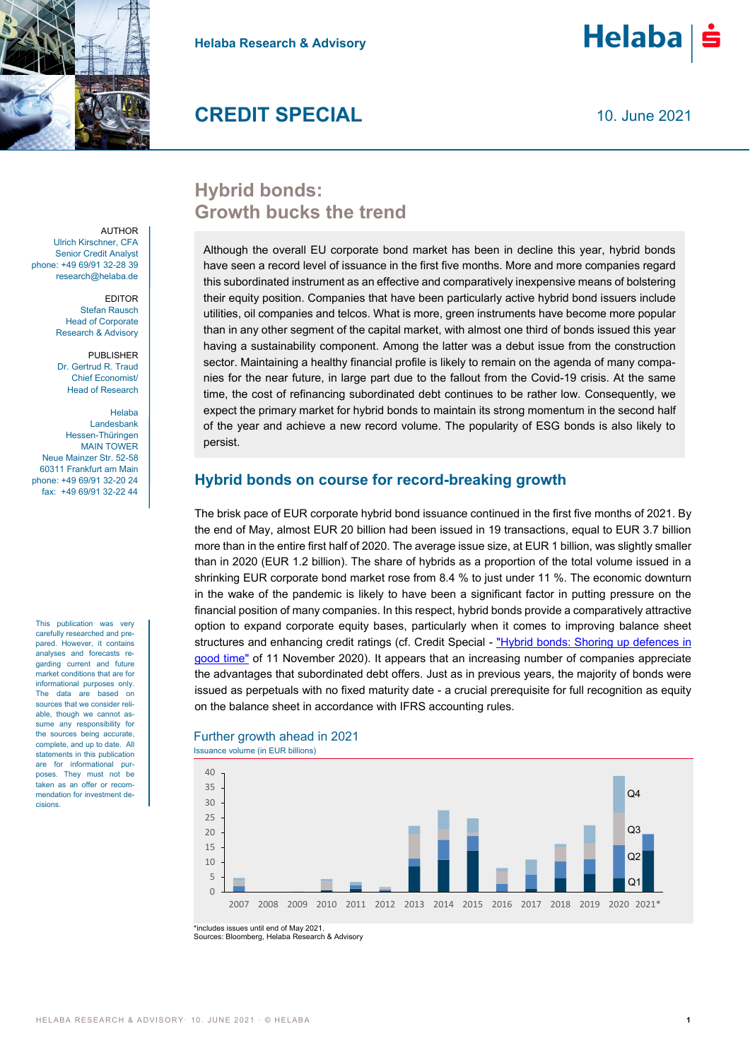Helaba Research & Advisory

# CREDIT SPECIAL

10. June 2021

## Hybrid bonds: Growth bucks the trend

AUTHOR
Ulrich Kirschner, CFA
Senior Credit Analyst
phone: +49 69/91 32-28 39
research@helaba.de

EDITOR
Stefan Rausch
Head of Corporate
Research & Advisory

PUBLISHER
Dr. Gertrud R. Traud
Chief Economist/
Head of Research

Helaba
Landesbank
Hessen-Thüringen
MAIN TOWER
Neue Mainzer Str. 52-58
60311 Frankfurt am Main
phone: +49 69/91 32-20 24
fax: +49 69/91 32-22 44

This publication was very carefully researched and prepared. However, it contains analyses and forecasts regarding current and future market conditions that are for informational purposes only. The data are based on sources that we consider reliable, though we cannot assume any responsibility for the sources being accurate, complete, and up to date. All statements in this publication are for informational purposes. They must not be taken as an offer or recommendation for investment decisions.

Although the overall EU corporate bond market has been in decline this year, hybrid bonds have seen a record level of issuance in the first five months. More and more companies regard this subordinated instrument as an effective and comparatively inexpensive means of bolstering their equity position. Companies that have been particularly active hybrid bond issuers include utilities, oil companies and telcos. What is more, green instruments have become more popular than in any other segment of the capital market, with almost one third of bonds issued this year having a sustainability component. Among the latter was a debut issue from the construction sector. Maintaining a healthy financial profile is likely to remain on the agenda of many companies for the near future, in large part due to the fallout from the Covid-19 crisis. At the same time, the cost of refinancing subordinated debt continues to be rather low. Consequently, we expect the primary market for hybrid bonds to maintain its strong momentum in the second half of the year and achieve a new record volume. The popularity of ESG bonds is also likely to persist.

## Hybrid bonds on course for record-breaking growth

The brisk pace of EUR corporate hybrid bond issuance continued in the first five months of 2021. By the end of May, almost EUR 20 billion had been issued in 19 transactions, equal to EUR 3.7 billion more than in the entire first half of 2020. The average issue size, at EUR 1 billion, was slightly smaller than in 2020 (EUR 1.2 billion). The share of hybrids as a proportion of the total volume issued in a shrinking EUR corporate bond market rose from 8.4 % to just under 11 %. The economic downturn in the wake of the pandemic is likely to have been a significant factor in putting pressure on the financial position of many companies. In this respect, hybrid bonds provide a comparatively attractive option to expand corporate equity bases, particularly when it comes to improving balance sheet structures and enhancing credit ratings (cf. Credit Special - "Hybrid bonds: Shoring up defences in good time" of 11 November 2020). It appears that an increasing number of companies appreciate the advantages that subordinated debt offers. Just as in previous years, the majority of bonds were issued as perpetuals with no fixed maturity date - a crucial prerequisite for full recognition as equity on the balance sheet in accordance with IFRS accounting rules.

**Further growth ahead in 2021**
Issuance volume (in EUR billions)

[Stacked bar chart by quarter (Q1–Q4), 2007–2021*, y-axis 0–40]

*includes issues until end of May 2021.
Sources: Bloomberg, Helaba Research & Advisory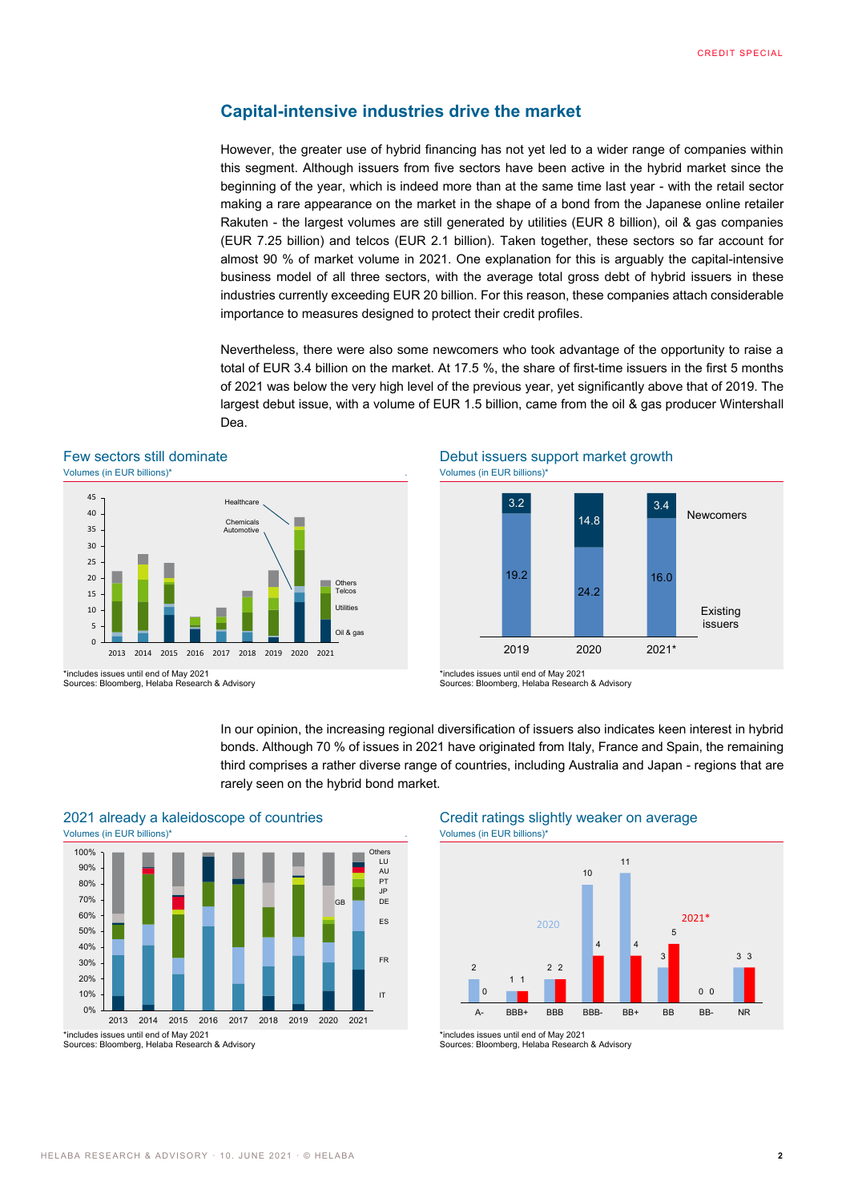## Capital-intensive industries drive the market

However, the greater use of hybrid financing has not yet led to a wider range of companies within this segment. Although issuers from five sectors have been active in the hybrid market since the beginning of the year, which is indeed more than at the same time last year - with the retail sector making a rare appearance on the market in the shape of a bond from the Japanese online retailer Rakuten - the largest volumes are still generated by utilities (EUR 8 billion), oil & gas companies (EUR 7.25 billion) and telcos (EUR 2.1 billion). Taken together, these sectors so far account for almost 90 % of market volume in 2021. One explanation for this is arguably the capital-intensive business model of all three sectors, with the average total gross debt of hybrid issuers in these industries currently exceeding EUR 20 billion. For this reason, these companies attach considerable importance to measures designed to protect their credit profiles.

Nevertheless, there were also some newcomers who took advantage of the opportunity to raise a total of EUR 3.4 billion on the market. At 17.5 %, the share of first-time issuers in the first 5 months of 2021 was below the very high level of the previous year, yet significantly above that of 2019. The largest debut issue, with a volume of EUR 1.5 billion, came from the oil & gas producer Wintershall Dea.

### Few sectors still dominate
Volumes (in EUR billions)*

*includes issues until end of May 2021
Sources: Bloomberg, Helaba Research & Advisory

### Debut issuers support market growth
Volumes (in EUR billions)*

| | 2019 | 2020 | 2021* |
|---|---|---|---|
| Newcomers | 3.2 | 14.8 | 3.4 |
| Existing issuers | 19.2 | 24.2 | 16.0 |

*includes issues until end of May 2021
Sources: Bloomberg, Helaba Research & Advisory

In our opinion, the increasing regional diversification of issuers also indicates keen interest in hybrid bonds. Although 70 % of issues in 2021 have originated from Italy, France and Spain, the remaining third comprises a rather diverse range of countries, including Australia and Japan - regions that are rarely seen on the hybrid bond market.

### 2021 already a kaleidoscope of countries
Volumes (in EUR billions)*

*includes issues until end of May 2021
Sources: Bloomberg, Helaba Research & Advisory

### Credit ratings slightly weaker on average
Volumes (in EUR billions)*

| | A- | BBB+ | BBB | BBB- | BB+ | BB | BB- | NR |
|---|---|---|---|---|---|---|---|---|
| 2020 | 2 | 1 | 2 | 10 | 11 | 3 | 0 | 3 |
| 2021* | 0 | 1 | 2 | 4 | 4 | 5 | 0 | 3 |

*includes issues until end of May 2021
Sources: Bloomberg, Helaba Research & Advisory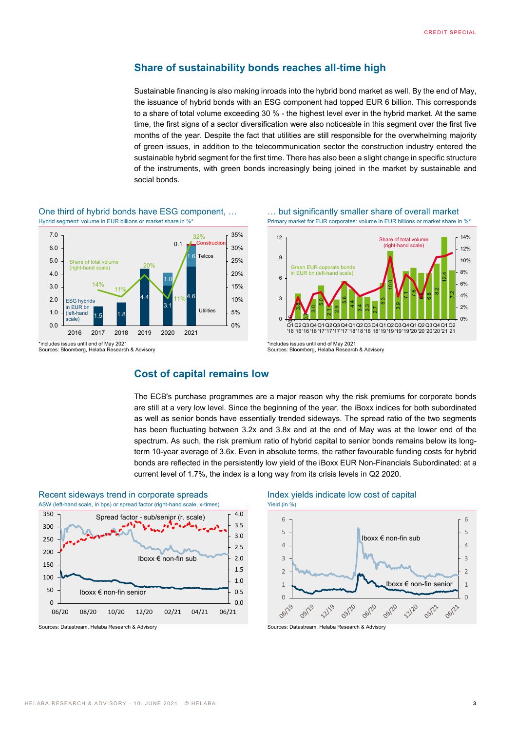## Share of sustainability bonds reaches all-time high

Sustainable financing is also making inroads into the hybrid bond market as well. By the end of May, the issuance of hybrid bonds with an ESG component had topped EUR 6 billion. This corresponds to a share of total volume exceeding 30 % - the highest ever in the hybrid market. At the same time, the first signs of a sector diversification were also noticeable in this segment over the first five months of the year. Despite the fact that utilities are still responsible for the overwhelming majority of green issues, in addition to the telecommunication sector the construction industry entered the sustainable hybrid segment for the first time. There has also been a slight change in specific structure of the instruments, with green bonds increasingly being joined in the market by sustainable and social bonds.

**One third of hybrid bonds have ESG component, …**

Hybrid segment: volume in EUR billions or market share in %*

*includes issues until end of May 2021
Sources: Bloomberg, Helaba Research & Advisory

**… but significantly smaller share of overall market**

Primary market for EUR corporates: volume in EUR billions or market share in %*

*includes issues until end of May 2021
Sources: Bloomberg, Helaba Research & Advisory

## Cost of capital remains low

The ECB's purchase programmes are a major reason why the risk premiums for corporate bonds are still at a very low level. Since the beginning of the year, the iBoxx indices for both subordinated as well as senior bonds have essentially trended sideways. The spread ratio of the two segments has been fluctuating between 3.2x and 3.8x and at the end of May was at the lower end of the spectrum. As such, the risk premium ratio of hybrid capital to senior bonds remains below its long-term 10-year average of 3.6x. Even in absolute terms, the rather favourable funding costs for hybrid bonds are reflected in the persistently low yield of the iBoxx EUR Non-Financials Subordinated: at a current level of 1.7%, the index is a long way from its crisis levels in Q2 2020.

**Recent sideways trend in corporate spreads**

ASW (left-hand scale, in bps) or spread factor (right-hand scale, x-times)

Sources: Datastream, Helaba Research & Advisory

**Index yields indicate low cost of capital**

Yield (in %)

Sources: Datastream, Helaba Research & Advisory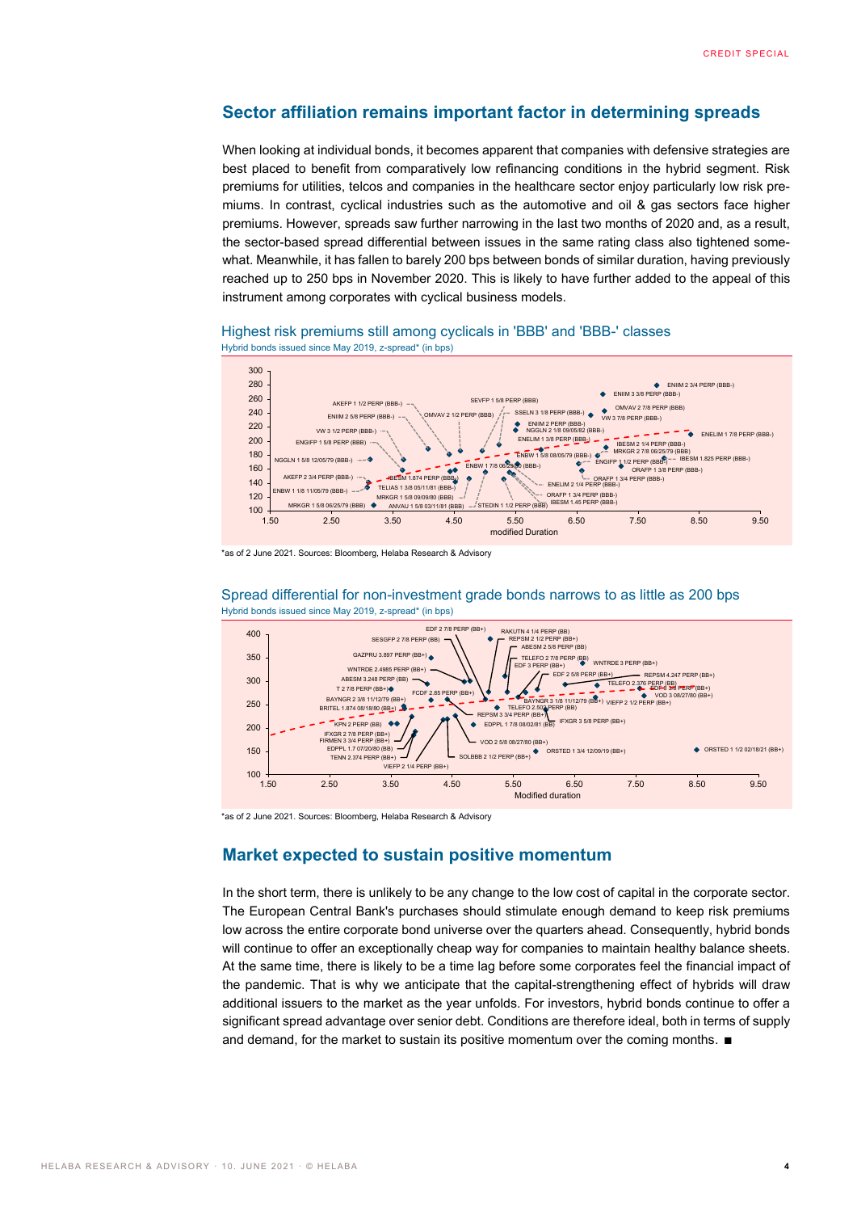## Sector affiliation remains important factor in determining spreads

When looking at individual bonds, it becomes apparent that companies with defensive strategies are best placed to benefit from comparatively low refinancing conditions in the hybrid segment. Risk premiums for utilities, telcos and companies in the healthcare sector enjoy particularly low risk premiums. In contrast, cyclical industries such as the automotive and oil & gas sectors face higher premiums. However, spreads saw further narrowing in the last two months of 2020 and, as a result, the sector-based spread differential between issues in the same rating class also tightened somewhat. Meanwhile, it has fallen to barely 200 bps between bonds of similar duration, having previously reached up to 250 bps in November 2020. This is likely to have further added to the appeal of this instrument among corporates with cyclical business models.

### Highest risk premiums still among cyclicals in 'BBB' and 'BBB-' classes

Hybrid bonds issued since May 2019, z-spread* (in bps)

300
280
260
240
220
200
180
160
140
120
100
1.50 2.50 3.50 4.50 5.50 6.50 7.50 8.50 9.50
modified Duration

ENIIM 2 3/4 PERP (BBB-)
ENIIM 3 3/8 PERP (BBB-)
AKEFP 1 1/2 PERP (BBB-)
SEVFP 1 5/8 PERP (BBB)
OMVAV 2 7/8 PERP (BBB)
ENIIM 2 5/8 PERP (BBB-)
OMVAV 2 1/2 PERP (BBB)
SSELN 3 1/8 PERP (BBB-)
VW 3 7/8 PERP (BBB-)
VW 3 1/2 PERP (BBB-)
ENIIM 2 PERP (BBB-)
NGGLN 2 1/8 09/05/82 (BBB-)
ENGIFP 1 5/8 PERP (BBB)
ENELIM 1 3/8 PERP (BBB-)
ENELIM 1 7/8 PERP (BBB-)
IBESM 2 1/4 PERP (BBB-)
MRKGR 2 7/8 06/25/79 (BBB)
NGGLN 1 5/8 12/05/79 (BBB-)
ENBW 1 5/8 08/05/79 (BBB-)
IBESM 1.825 PERP (BBB-)
ENGIFP 1 1/2 PERP (BBB-)
ENBW 1 7/8 06/29/80 (BBB-)
ORAFP 1 3/8 PERP (BBB-)
AKEFP 2 3/4 PERP (BBB-)
IBESM 1.874 PERP (BBB-)
ORAFP 1 3/4 PERP (BBB-)
ENEUIM 2 1/4 PERP (BBB-)
ENBW 1 1/8 11/05/79 (BBB-)
TELIAS 1 3/8 05/11/81 (BBB-)
MRKGR 1 5/8 09/09/80 (BBB)
ORAFP 1 3/4 PERP (BBB-)
IBESM 1.45 PERP (BBB-)
MRKGR 1 5/8 06/25/79 (BBB)
ANVAU 1 5/8 03/11/81 (BBB)
STEDIN 1 1/2 PERP (BBB)

*as of 2 June 2021. Sources: Bloomberg, Helaba Research & Advisory

### Spread differential for non-investment grade bonds narrows to as little as 200 bps

Hybrid bonds issued since May 2019, z-spread* (in bps)

400
350
300
250
200
150
100
1.50 2.50 3.50 4.50 5.50 6.50 7.50 8.50 9.50
Modified duration

EDF 2 7/8 PERP (BB+)
RAKUTN 4 1/4 PERP (BB)
SESGFP 2 7/8 PERP (BB)
REPSM 2 1/2 PERP (BB+)
ABESM 2 5/8 PERP (BB)
GAZPRU 3.897 PERP (BB+)
TELEFO 2 7/8 PERP (BB)
EDF 3 PERP (BB+)
WNTRDE 3 PERP (BB+)
WNTRDE 2.4985 PERP (BB+)
EDF 2 5/8 PERP (BB+)
REPSM 4.247 PERP (BB+)
ABESM 3.248 PERP (BB)
TELEFO 2.376 PERP (BB)
T 2 7/8 PERP (BB+)
EDF 3 3/8 PERP (BB+)
FCDF 2.85 PERP (BB+)
VOD 3 08/27/80 (BB+)
BAYNGR 2 3/8 11/12/79 (BB+)
BAYNGR 3 1/8 11/12/79 (BB+)
VIEFP 2 1/2 PERP (BB+)
BRITEL 1.874 08/18/80 (BB+)
TELEFO 2.502 PERP (BB)
REPSM 3 3/4 PERP (BB+)
IFXGR 3 5/8 PERP (BB+)
KPN 2 PERP (BB)
EDPPL 1 7/8 08/02/81 (BB)
IFXGR 2 7/8 PERP (BB+)
FIRMEN 3 3/4 PERP (BB+)
VOD 2 5/8 08/27/80 (BB+)
EDPPL 1.7 07/20/80 (BB)
ORSTED 1 3/4 12/09/19 (BB+)
ORSTED 1 1/2 02/18/21 (BB+)
TENN 2.374 PERP (BB+)
SOLBBB 2 1/2 PERP (BB+)
VIEFP 2 1/4 PERP (BB+)

*as of 2 June 2021. Sources: Bloomberg, Helaba Research & Advisory

## Market expected to sustain positive momentum

In the short term, there is unlikely to be any change to the low cost of capital in the corporate sector. The European Central Bank's purchases should stimulate enough demand to keep risk premiums low across the entire corporate bond universe over the quarters ahead. Consequently, hybrid bonds will continue to offer an exceptionally cheap way for companies to maintain healthy balance sheets. At the same time, there is likely to be a time lag before some corporates feel the financial impact of the pandemic. That is why we anticipate that the capital-strengthening effect of hybrids will draw additional issuers to the market as the year unfolds. For investors, hybrid bonds continue to offer a significant spread advantage over senior debt. Conditions are therefore ideal, both in terms of supply and demand, for the market to sustain its positive momentum over the coming months. ■